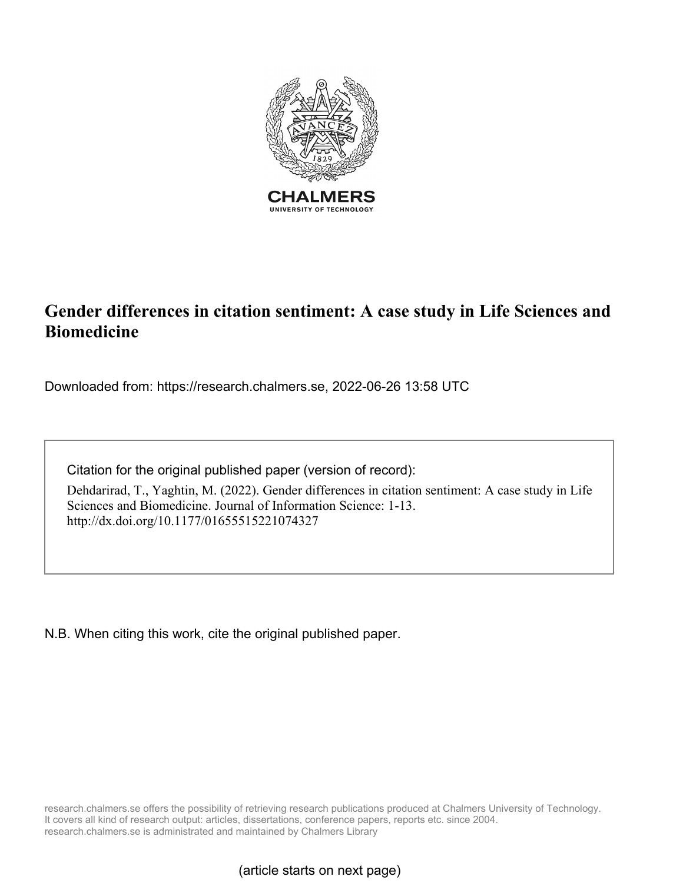CHALMERS

UNIVERSITY OF TECHNOLOGY

# Gender differences in citation sentiment: A case study in Life Sciences and Biomedicine

Downloaded from: https://research.chalmers.se, 2022-06-26 13:58 UTC

Citation for the original published paper (version of record):

Dehdarirad, T., Yaghtin, M. (2022). Gender differences in citation sentiment: A case study in Life Sciences and Biomedicine. Journal of Information Science: 1-13.
http://dx.doi.org/10.1177/01655515221074327

N.B. When citing this work, cite the original published paper.

research.chalmers.se offers the possibility of retrieving research publications produced at Chalmers University of Technology.
It covers all kind of research output: articles, dissertations, conference papers, reports etc. since 2004.
research.chalmers.se is administrated and maintained by Chalmers Library

(article starts on next page)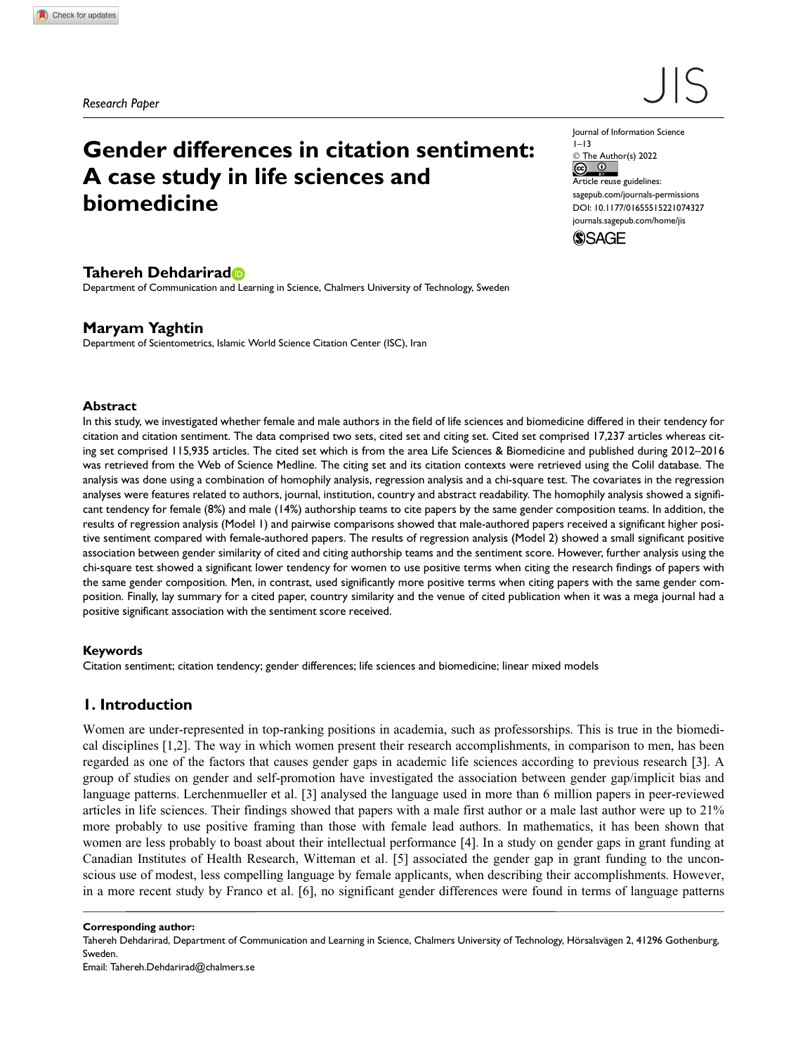Research Paper

# Gender differences in citation sentiment: A case study in life sciences and biomedicine

Journal of Information Science
1–13
© The Author(s) 2022
Article reuse guidelines:
sagepub.com/journals-permissions
DOI: 10.1177/01655515221074327
journals.sagepub.com/home/jis

**Tahereh Dehdarirad**
Department of Communication and Learning in Science, Chalmers University of Technology, Sweden

**Maryam Yaghtin**
Department of Scientometrics, Islamic World Science Citation Center (ISC), Iran

## Abstract

In this study, we investigated whether female and male authors in the field of life sciences and biomedicine differed in their tendency for citation and citation sentiment. The data comprised two sets, cited set and citing set. Cited set comprised 17,237 articles whereas citing set comprised 115,935 articles. The cited set which is from the area Life Sciences & Biomedicine and published during 2012–2016 was retrieved from the Web of Science Medline. The citing set and its citation contexts were retrieved using the Colil database. The analysis was done using a combination of homophily analysis, regression analysis and a chi-square test. The covariates in the regression analyses were features related to authors, journal, institution, country and abstract readability. The homophily analysis showed a significant tendency for female (8%) and male (14%) authorship teams to cite papers by the same gender composition teams. In addition, the results of regression analysis (Model 1) and pairwise comparisons showed that male-authored papers received a significant higher positive sentiment compared with female-authored papers. The results of regression analysis (Model 2) showed a small significant positive association between gender similarity of cited and citing authorship teams and the sentiment score. However, further analysis using the chi-square test showed a significant lower tendency for women to use positive terms when citing the research findings of papers with the same gender composition. Men, in contrast, used significantly more positive terms when citing papers with the same gender composition. Finally, lay summary for a cited paper, country similarity and the venue of cited publication when it was a mega journal had a positive significant association with the sentiment score received.

### Keywords

Citation sentiment; citation tendency; gender differences; life sciences and biomedicine; linear mixed models

## 1. Introduction

Women are under-represented in top-ranking positions in academia, such as professorships. This is true in the biomedical disciplines [1,2]. The way in which women present their research accomplishments, in comparison to men, has been regarded as one of the factors that causes gender gaps in academic life sciences according to previous research [3]. A group of studies on gender and self-promotion have investigated the association between gender gap/implicit bias and language patterns. Lerchenmueller et al. [3] analysed the language used in more than 6 million papers in peer-reviewed articles in life sciences. Their findings showed that papers with a male first author or a male last author were up to 21% more probably to use positive framing than those with female lead authors. In mathematics, it has been shown that women are less probably to boast about their intellectual performance [4]. In a study on gender gaps in grant funding at Canadian Institutes of Health Research, Witteman et al. [5] associated the gender gap in grant funding to the unconscious use of modest, less compelling language by female applicants, when describing their accomplishments. However, in a more recent study by Franco et al. [6], no significant gender differences were found in terms of language patterns

**Corresponding author:**
Tahereh Dehdarirad, Department of Communication and Learning in Science, Chalmers University of Technology, Hörsalsvägen 2, 41296 Gothenburg, Sweden.
Email: Tahereh.Dehdarirad@chalmers.se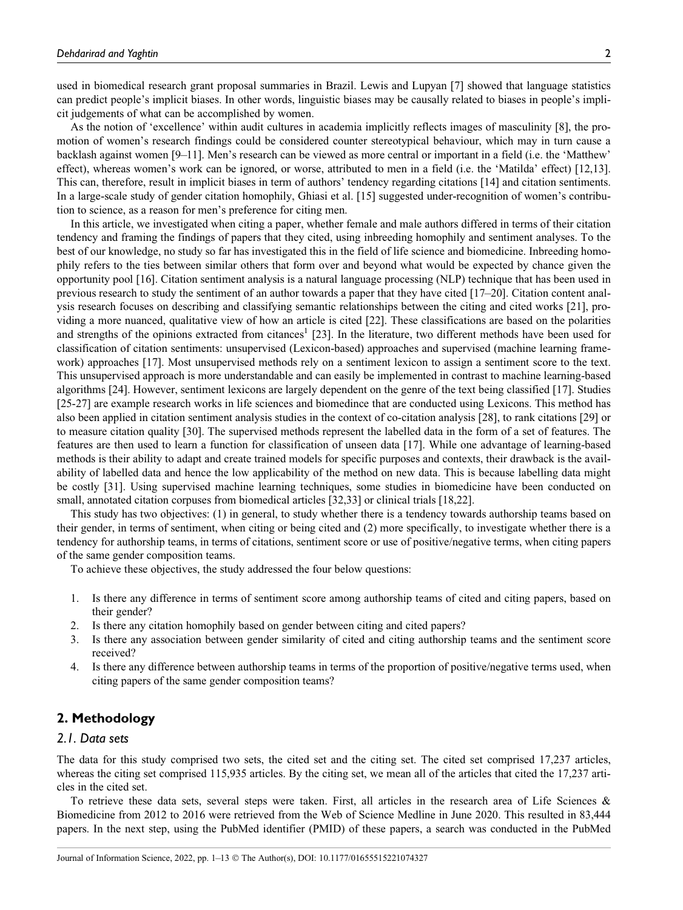used in biomedical research grant proposal summaries in Brazil. Lewis and Lupyan [7] showed that language statistics can predict people's implicit biases. In other words, linguistic biases may be causally related to biases in people's implicit judgements of what can be accomplished by women.

As the notion of 'excellence' within audit cultures in academia implicitly reflects images of masculinity [8], the promotion of women's research findings could be considered counter stereotypical behaviour, which may in turn cause a backlash against women [9–11]. Men's research can be viewed as more central or important in a field (i.e. the 'Matthew' effect), whereas women's work can be ignored, or worse, attributed to men in a field (i.e. the 'Matilda' effect) [12,13]. This can, therefore, result in implicit biases in term of authors' tendency regarding citations [14] and citation sentiments. In a large-scale study of gender citation homophily, Ghiasi et al. [15] suggested under-recognition of women's contribution to science, as a reason for men's preference for citing men.

In this article, we investigated when citing a paper, whether female and male authors differed in terms of their citation tendency and framing the findings of papers that they cited, using inbreeding homophily and sentiment analyses. To the best of our knowledge, no study so far has investigated this in the field of life science and biomedicine. Inbreeding homophily refers to the ties between similar others that form over and beyond what would be expected by chance given the opportunity pool [16]. Citation sentiment analysis is a natural language processing (NLP) technique that has been used in previous research to study the sentiment of an author towards a paper that they have cited [17–20]. Citation content analysis research focuses on describing and classifying semantic relationships between the citing and cited works [21], providing a more nuanced, qualitative view of how an article is cited [22]. These classifications are based on the polarities and strengths of the opinions extracted from citances[1] [23]. In the literature, two different methods have been used for classification of citation sentiments: unsupervised (Lexicon-based) approaches and supervised (machine learning framework) approaches [17]. Most unsupervised methods rely on a sentiment lexicon to assign a sentiment score to the text. This unsupervised approach is more understandable and can easily be implemented in contrast to machine learning-based algorithms [24]. However, sentiment lexicons are largely dependent on the genre of the text being classified [17]. Studies [25-27] are example research works in life sciences and biomedince that are conducted using Lexicons. This method has also been applied in citation sentiment analysis studies in the context of co-citation analysis [28], to rank citations [29] or to measure citation quality [30]. The supervised methods represent the labelled data in the form of a set of features. The features are then used to learn a function for classification of unseen data [17]. While one advantage of learning-based methods is their ability to adapt and create trained models for specific purposes and contexts, their drawback is the availability of labelled data and hence the low applicability of the method on new data. This is because labelling data might be costly [31]. Using supervised machine learning techniques, some studies in biomedicine have been conducted on small, annotated citation corpuses from biomedical articles [32,33] or clinical trials [18,22].

This study has two objectives: (1) in general, to study whether there is a tendency towards authorship teams based on their gender, in terms of sentiment, when citing or being cited and (2) more specifically, to investigate whether there is a tendency for authorship teams, in terms of citations, sentiment score or use of positive/negative terms, when citing papers of the same gender composition teams.

To achieve these objectives, the study addressed the four below questions:

1. Is there any difference in terms of sentiment score among authorship teams of cited and citing papers, based on their gender?
2. Is there any citation homophily based on gender between citing and cited papers?
3. Is there any association between gender similarity of cited and citing authorship teams and the sentiment score received?
4. Is there any difference between authorship teams in terms of the proportion of positive/negative terms used, when citing papers of the same gender composition teams?

## 2. Methodology

### 2.1. Data sets

The data for this study comprised two sets, the cited set and the citing set. The cited set comprised 17,237 articles, whereas the citing set comprised 115,935 articles. By the citing set, we mean all of the articles that cited the 17,237 articles in the cited set.

To retrieve these data sets, several steps were taken. First, all articles in the research area of Life Sciences & Biomedicine from 2012 to 2016 were retrieved from the Web of Science Medline in June 2020. This resulted in 83,444 papers. In the next step, using the PubMed identifier (PMID) of these papers, a search was conducted in the PubMed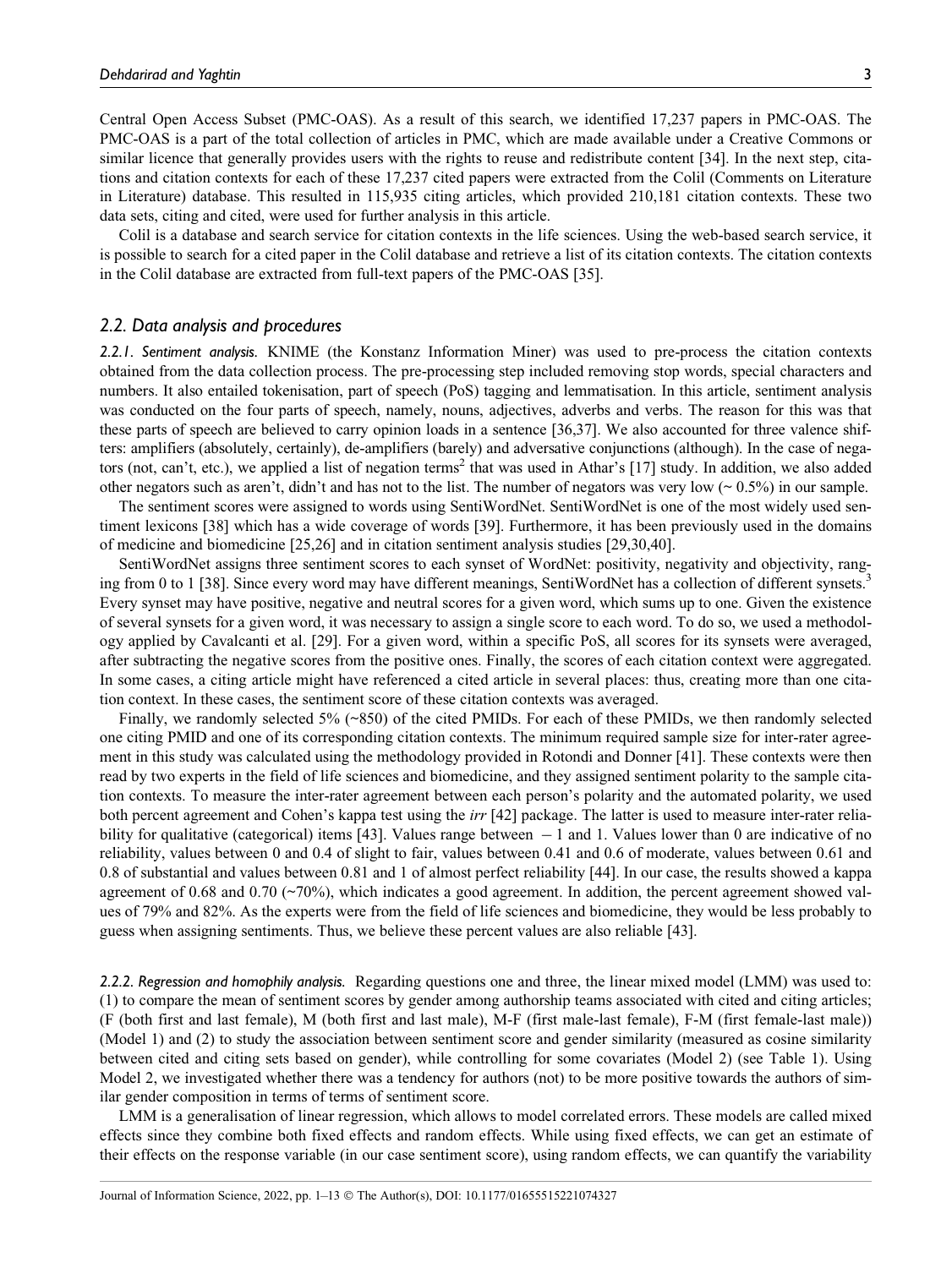Central Open Access Subset (PMC-OAS). As a result of this search, we identified 17,237 papers in PMC-OAS. The PMC-OAS is a part of the total collection of articles in PMC, which are made available under a Creative Commons or similar licence that generally provides users with the rights to reuse and redistribute content [34]. In the next step, citations and citation contexts for each of these 17,237 cited papers were extracted from the Colil (Comments on Literature in Literature) database. This resulted in 115,935 citing articles, which provided 210,181 citation contexts. These two data sets, citing and cited, were used for further analysis in this article.

Colil is a database and search service for citation contexts in the life sciences. Using the web-based search service, it is possible to search for a cited paper in the Colil database and retrieve a list of its citation contexts. The citation contexts in the Colil database are extracted from full-text papers of the PMC-OAS [35].

### 2.2. Data analysis and procedures

*2.2.1. Sentiment analysis.* KNIME (the Konstanz Information Miner) was used to pre-process the citation contexts obtained from the data collection process. The pre-processing step included removing stop words, special characters and numbers. It also entailed tokenisation, part of speech (PoS) tagging and lemmatisation. In this article, sentiment analysis was conducted on the four parts of speech, namely, nouns, adjectives, adverbs and verbs. The reason for this was that these parts of speech are believed to carry opinion loads in a sentence [36,37]. We also accounted for three valence shifters: amplifiers (absolutely, certainly), de-amplifiers (barely) and adversative conjunctions (although). In the case of negators (not, can't, etc.), we applied a list of negation terms[2] that was used in Athar's [17] study. In addition, we also added other negators such as aren't, didn't and has not to the list. The number of negators was very low (~ 0.5%) in our sample.

The sentiment scores were assigned to words using SentiWordNet. SentiWordNet is one of the most widely used sentiment lexicons [38] which has a wide coverage of words [39]. Furthermore, it has been previously used in the domains of medicine and biomedicine [25,26] and in citation sentiment analysis studies [29,30,40].

SentiWordNet assigns three sentiment scores to each synset of WordNet: positivity, negativity and objectivity, ranging from 0 to 1 [38]. Since every word may have different meanings, SentiWordNet has a collection of different synsets.[3] Every synset may have positive, negative and neutral scores for a given word, which sums up to one. Given the existence of several synsets for a given word, it was necessary to assign a single score to each word. To do so, we used a methodology applied by Cavalcanti et al. [29]. For a given word, within a specific PoS, all scores for its synsets were averaged, after subtracting the negative scores from the positive ones. Finally, the scores of each citation context were aggregated. In some cases, a citing article might have referenced a cited article in several places: thus, creating more than one citation context. In these cases, the sentiment score of these citation contexts was averaged.

Finally, we randomly selected 5% (~850) of the cited PMIDs. For each of these PMIDs, we then randomly selected one citing PMID and one of its corresponding citation contexts. The minimum required sample size for inter-rater agreement in this study was calculated using the methodology provided in Rotondi and Donner [41]. These contexts were then read by two experts in the field of life sciences and biomedicine, and they assigned sentiment polarity to the sample citation contexts. To measure the inter-rater agreement between each person's polarity and the automated polarity, we used both percent agreement and Cohen's kappa test using the *irr* [42] package. The latter is used to measure inter-rater reliability for qualitative (categorical) items [43]. Values range between −1 and 1. Values lower than 0 are indicative of no reliability, values between 0 and 0.4 of slight to fair, values between 0.41 and 0.6 of moderate, values between 0.61 and 0.8 of substantial and values between 0.81 and 1 of almost perfect reliability [44]. In our case, the results showed a kappa agreement of 0.68 and 0.70 (~70%), which indicates a good agreement. In addition, the percent agreement showed values of 79% and 82%. As the experts were from the field of life sciences and biomedicine, they would be less probably to guess when assigning sentiments. Thus, we believe these percent values are also reliable [43].

*2.2.2. Regression and homophily analysis.* Regarding questions one and three, the linear mixed model (LMM) was used to: (1) to compare the mean of sentiment scores by gender among authorship teams associated with cited and citing articles; (F (both first and last female), M (both first and last male), M-F (first male-last female), F-M (first female-last male)) (Model 1) and (2) to study the association between sentiment score and gender similarity (measured as cosine similarity between cited and citing sets based on gender), while controlling for some covariates (Model 2) (see Table 1). Using Model 2, we investigated whether there was a tendency for authors (not) to be more positive towards the authors of similar gender composition in terms of terms of sentiment score.

LMM is a generalisation of linear regression, which allows to model correlated errors. These models are called mixed effects since they combine both fixed effects and random effects. While using fixed effects, we can get an estimate of their effects on the response variable (in our case sentiment score), using random effects, we can quantify the variability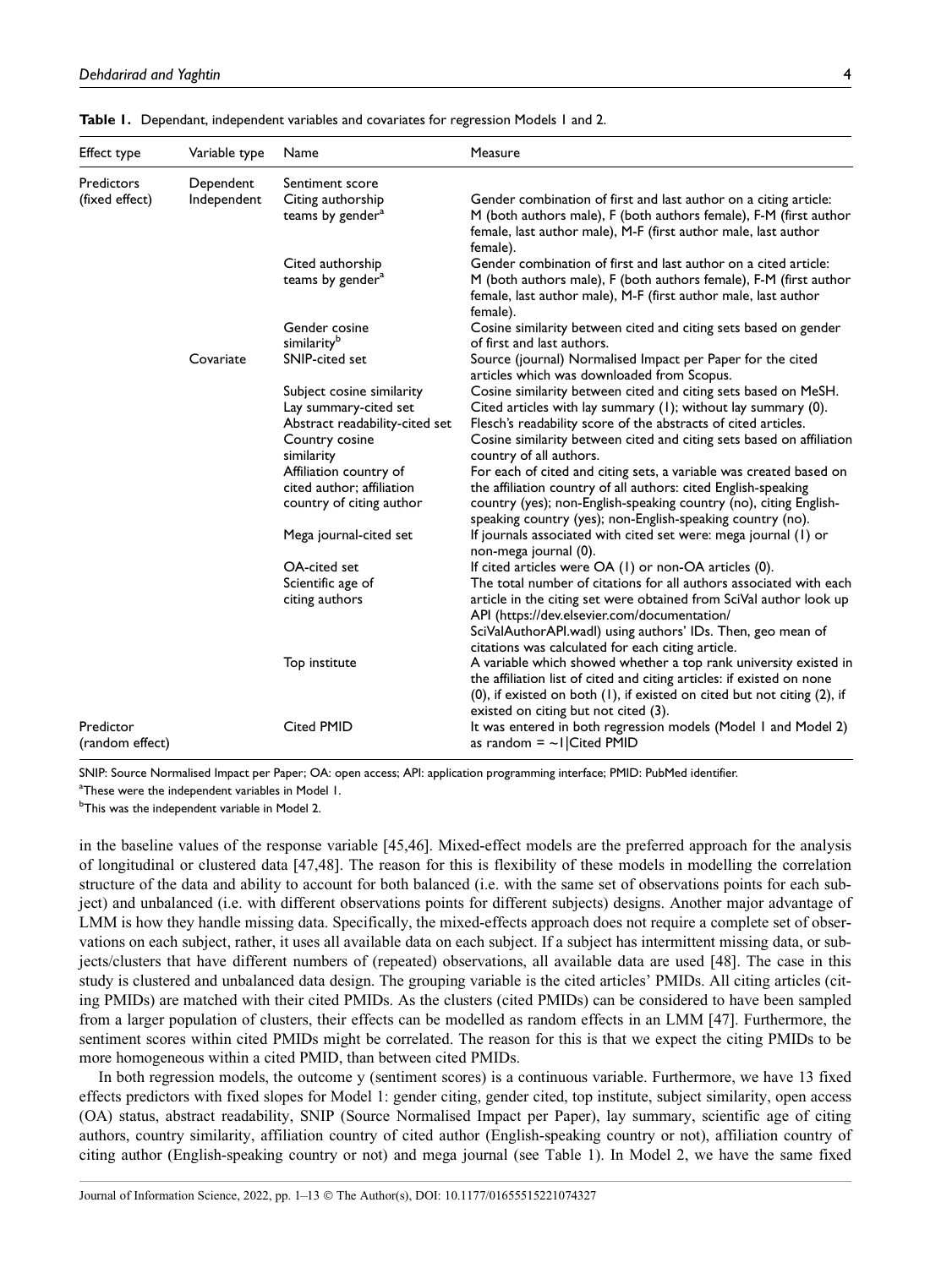**Table 1.** Dependant, independent variables and covariates for regression Models 1 and 2.

| Effect type | Variable type | Name | Measure |
|---|---|---|---|
| Predictors (fixed effect) | Dependent | Sentiment score | |
| | Independent | Citing authorship teams by gender[a] | Gender combination of first and last author on a citing article: M (both authors male), F (both authors female), F-M (first author female, last author male), M-F (first author male, last author female). |
| | | Cited authorship teams by gender[a] | Gender combination of first and last author on a cited article: M (both authors male), F (both authors female), F-M (first author female, last author male), M-F (first author male, last author female). |
| | | Gender cosine similarity[b] | Cosine similarity between cited and citing sets based on gender of first and last authors. |
| | Covariate | SNIP-cited set | Source (journal) Normalised Impact per Paper for the cited articles which was downloaded from Scopus. |
| | | Subject cosine similarity | Cosine similarity between cited and citing sets based on MeSH. |
| | | Lay summary-cited set | Cited articles with lay summary (1); without lay summary (0). |
| | | Abstract readability-cited set | Flesch's readability score of the abstracts of cited articles. |
| | | Country cosine similarity | Cosine similarity between cited and citing sets based on affiliation country of all authors. |
| | | Affiliation country of cited author; affiliation country of citing author | For each of cited and citing sets, a variable was created based on the affiliation country of all authors: cited English-speaking country (yes); non-English-speaking country (no), citing English-speaking country (yes); non-English-speaking country (no). |
| | | Mega journal-cited set | If journals associated with cited set were: mega journal (1) or non-mega journal (0). |
| | | OA-cited set | If cited articles were OA (1) or non-OA articles (0). |
| | | Scientific age of citing authors | The total number of citations for all authors associated with each article in the citing set were obtained from SciVal author look up API (https://dev.elsevier.com/documentation/SciValAuthorAPI.wadl) using authors' IDs. Then, geo mean of citations was calculated for each citing article. |
| | | Top institute | A variable which showed whether a top rank university existed in the affiliation list of cited and citing articles: if existed on none (0), if existed on both (1), if existed on cited but not citing (2), if existed on citing but not cited (3). |
| Predictor (random effect) | | Cited PMID | It was entered in both regression models (Model 1 and Model 2) as random = ~1\|Cited PMID |

SNIP: Source Normalised Impact per Paper; OA: open access; API: application programming interface; PMID: PubMed identifier.

[a]These were the independent variables in Model 1.

[b]This was the independent variable in Model 2.

in the baseline values of the response variable [45,46]. Mixed-effect models are the preferred approach for the analysis of longitudinal or clustered data [47,48]. The reason for this is flexibility of these models in modelling the correlation structure of the data and ability to account for both balanced (i.e. with the same set of observations points for each subject) and unbalanced (i.e. with different observations points for different subjects) designs. Another major advantage of LMM is how they handle missing data. Specifically, the mixed-effects approach does not require a complete set of observations on each subject, rather, it uses all available data on each subject. If a subject has intermittent missing data, or subjects/clusters that have different numbers of (repeated) observations, all available data are used [48]. The case in this study is clustered and unbalanced data design. The grouping variable is the cited articles' PMIDs. All citing articles (citing PMIDs) are matched with their cited PMIDs. As the clusters (cited PMIDs) can be considered to have been sampled from a larger population of clusters, their effects can be modelled as random effects in an LMM [47]. Furthermore, the sentiment scores within cited PMIDs might be correlated. The reason for this is that we expect the citing PMIDs to be more homogeneous within a cited PMID, than between cited PMIDs.

In both regression models, the outcome y (sentiment scores) is a continuous variable. Furthermore, we have 13 fixed effects predictors with fixed slopes for Model 1: gender citing, gender cited, top institute, subject similarity, open access (OA) status, abstract readability, SNIP (Source Normalised Impact per Paper), lay summary, scientific age of citing authors, country similarity, affiliation country of cited author (English-speaking country or not), affiliation country of citing author (English-speaking country or not) and mega journal (see Table 1). In Model 2, we have the same fixed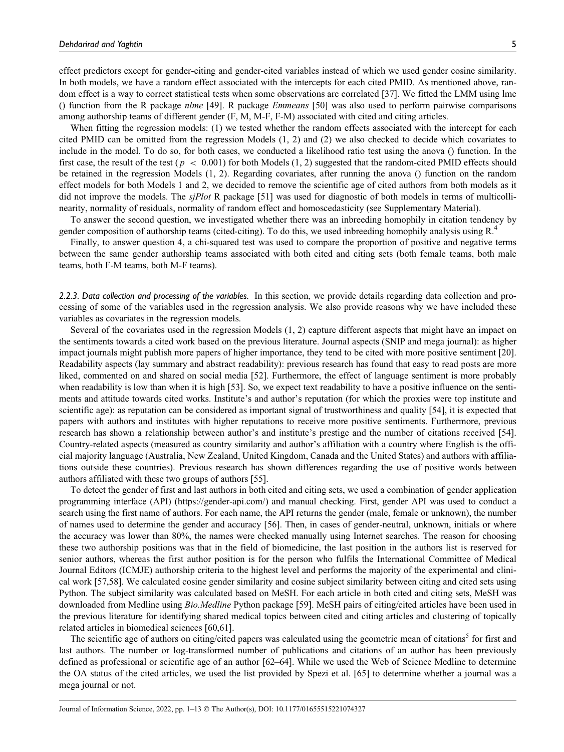effect predictors except for gender-citing and gender-cited variables instead of which we used gender cosine similarity. In both models, we have a random effect associated with the intercepts for each cited PMID. As mentioned above, random effect is a way to correct statistical tests when some observations are correlated [37]. We fitted the LMM using lme () function from the R package *nlme* [49]. R package *Emmeans* [50] was also used to perform pairwise comparisons among authorship teams of different gender (F, M, M-F, F-M) associated with cited and citing articles.

When fitting the regression models: (1) we tested whether the random effects associated with the intercept for each cited PMID can be omitted from the regression Models (1, 2) and (2) we also checked to decide which covariates to include in the model. To do so, for both cases, we conducted a likelihood ratio test using the anova () function. In the first case, the result of the test ($p < 0.001$) for both Models (1, 2) suggested that the random-cited PMID effects should be retained in the regression Models (1, 2). Regarding covariates, after running the anova () function on the random effect models for both Models 1 and 2, we decided to remove the scientific age of cited authors from both models as it did not improve the models. The *sjPlot* R package [51] was used for diagnostic of both models in terms of multicollinearity, normality of residuals, normality of random effect and homoscedasticity (see Supplementary Material).

To answer the second question, we investigated whether there was an inbreeding homophily in citation tendency by gender composition of authorship teams (cited-citing). To do this, we used inbreeding homophily analysis using R.[4]

Finally, to answer question 4, a chi-squared test was used to compare the proportion of positive and negative terms between the same gender authorship teams associated with both cited and citing sets (both female teams, both male teams, both F-M teams, both M-F teams).

*2.2.3. Data collection and processing of the variables.* In this section, we provide details regarding data collection and processing of some of the variables used in the regression analysis. We also provide reasons why we have included these variables as covariates in the regression models.

Several of the covariates used in the regression Models (1, 2) capture different aspects that might have an impact on the sentiments towards a cited work based on the previous literature. Journal aspects (SNIP and mega journal): as higher impact journals might publish more papers of higher importance, they tend to be cited with more positive sentiment [20]. Readability aspects (lay summary and abstract readability): previous research has found that easy to read posts are more liked, commented on and shared on social media [52]. Furthermore, the effect of language sentiment is more probably when readability is low than when it is high [53]. So, we expect text readability to have a positive influence on the sentiments and attitude towards cited works. Institute's and author's reputation (for which the proxies were top institute and scientific age): as reputation can be considered as important signal of trustworthiness and quality [54], it is expected that papers with authors and institutes with higher reputations to receive more positive sentiments. Furthermore, previous research has shown a relationship between author's and institute's prestige and the number of citations received [54]. Country-related aspects (measured as country similarity and author's affiliation with a country where English is the official majority language (Australia, New Zealand, United Kingdom, Canada and the United States) and authors with affiliations outside these countries). Previous research has shown differences regarding the use of positive words between authors affiliated with these two groups of authors [55].

To detect the gender of first and last authors in both cited and citing sets, we used a combination of gender application programming interface (API) (https://gender-api.com/) and manual checking. First, gender API was used to conduct a search using the first name of authors. For each name, the API returns the gender (male, female or unknown), the number of names used to determine the gender and accuracy [56]. Then, in cases of gender-neutral, unknown, initials or where the accuracy was lower than 80%, the names were checked manually using Internet searches. The reason for choosing these two authorship positions was that in the field of biomedicine, the last position in the authors list is reserved for senior authors, whereas the first author position is for the person who fulfils the International Committee of Medical Journal Editors (ICMJE) authorship criteria to the highest level and performs the majority of the experimental and clinical work [57,58]. We calculated cosine gender similarity and cosine subject similarity between citing and cited sets using Python. The subject similarity was calculated based on MeSH. For each article in both cited and citing sets, MeSH was downloaded from Medline using *Bio.Medline* Python package [59]. MeSH pairs of citing/cited articles have been used in the previous literature for identifying shared medical topics between cited and citing articles and clustering of topically related articles in biomedical sciences [60,61].

The scientific age of authors on citing/cited papers was calculated using the geometric mean of citations[5] for first and last authors. The number or log-transformed number of publications and citations of an author has been previously defined as professional or scientific age of an author [62–64]. While we used the Web of Science Medline to determine the OA status of the cited articles, we used the list provided by Spezi et al. [65] to determine whether a journal was a mega journal or not.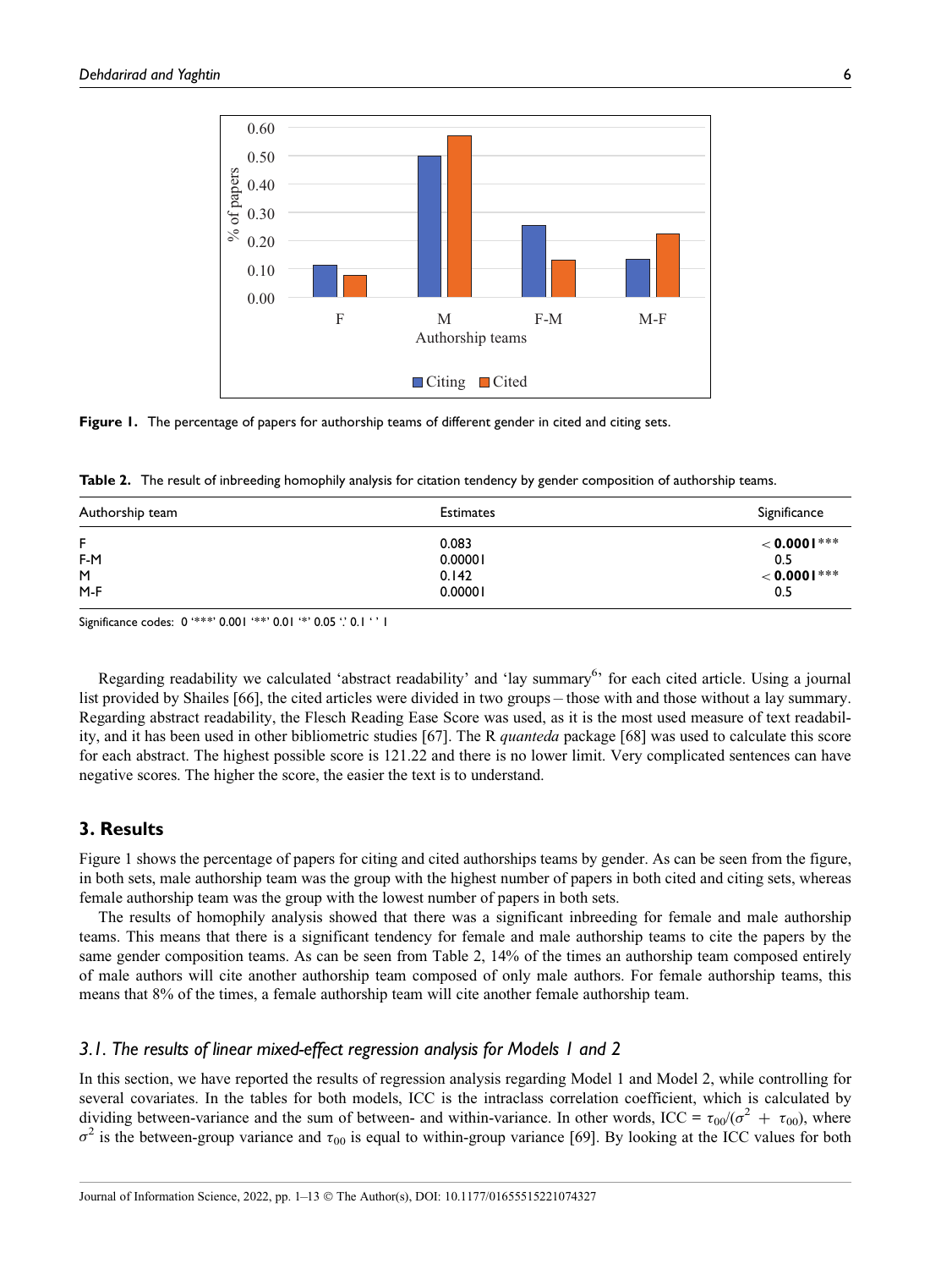Figure 1. The percentage of papers for authorship teams of different gender in cited and citing sets.

Table 2. The result of inbreeding homophily analysis for citation tendency by gender composition of authorship teams.

| Authorship team | Estimates | Significance |
|---|---|---|
| F | 0.083 | < **0.0001*** |
| F-M | 0.00001 | 0.5 |
| M | 0.142 | < **0.0001*** |
| M-F | 0.00001 | 0.5 |

Significance codes: 0 '***' 0.001 '**' 0.01 '*' 0.05 '.' 0.1 ' ' 1

Regarding readability we calculated 'abstract readability' and 'lay summary[6]' for each cited article. Using a journal list provided by Shailes [66], the cited articles were divided in two groups – those with and those without a lay summary. Regarding abstract readability, the Flesch Reading Ease Score was used, as it is the most used measure of text readability, and it has been used in other bibliometric studies [67]. The R *quanteda* package [68] was used to calculate this score for each abstract. The highest possible score is 121.22 and there is no lower limit. Very complicated sentences can have negative scores. The higher the score, the easier the text is to understand.

## 3. Results

Figure 1 shows the percentage of papers for citing and cited authorships teams by gender. As can be seen from the figure, in both sets, male authorship team was the group with the highest number of papers in both cited and citing sets, whereas female authorship team was the group with the lowest number of papers in both sets.

The results of homophily analysis showed that there was a significant inbreeding for female and male authorship teams. This means that there is a significant tendency for female and male authorship teams to cite the papers by the same gender composition teams. As can be seen from Table 2, 14% of the times an authorship team composed entirely of male authors will cite another authorship team composed of only male authors. For female authorship teams, this means that 8% of the times, a female authorship team will cite another female authorship team.

### 3.1. The results of linear mixed-effect regression analysis for Models 1 and 2

In this section, we have reported the results of regression analysis regarding Model 1 and Model 2, while controlling for several covariates. In the tables for both models, ICC is the intraclass correlation coefficient, which is calculated by dividing between-variance and the sum of between- and within-variance. In other words, ICC = $\tau_{00}/(\sigma^2 + \tau_{00})$, where $\sigma^2$ is the between-group variance and $\tau_{00}$ is equal to within-group variance [69]. By looking at the ICC values for both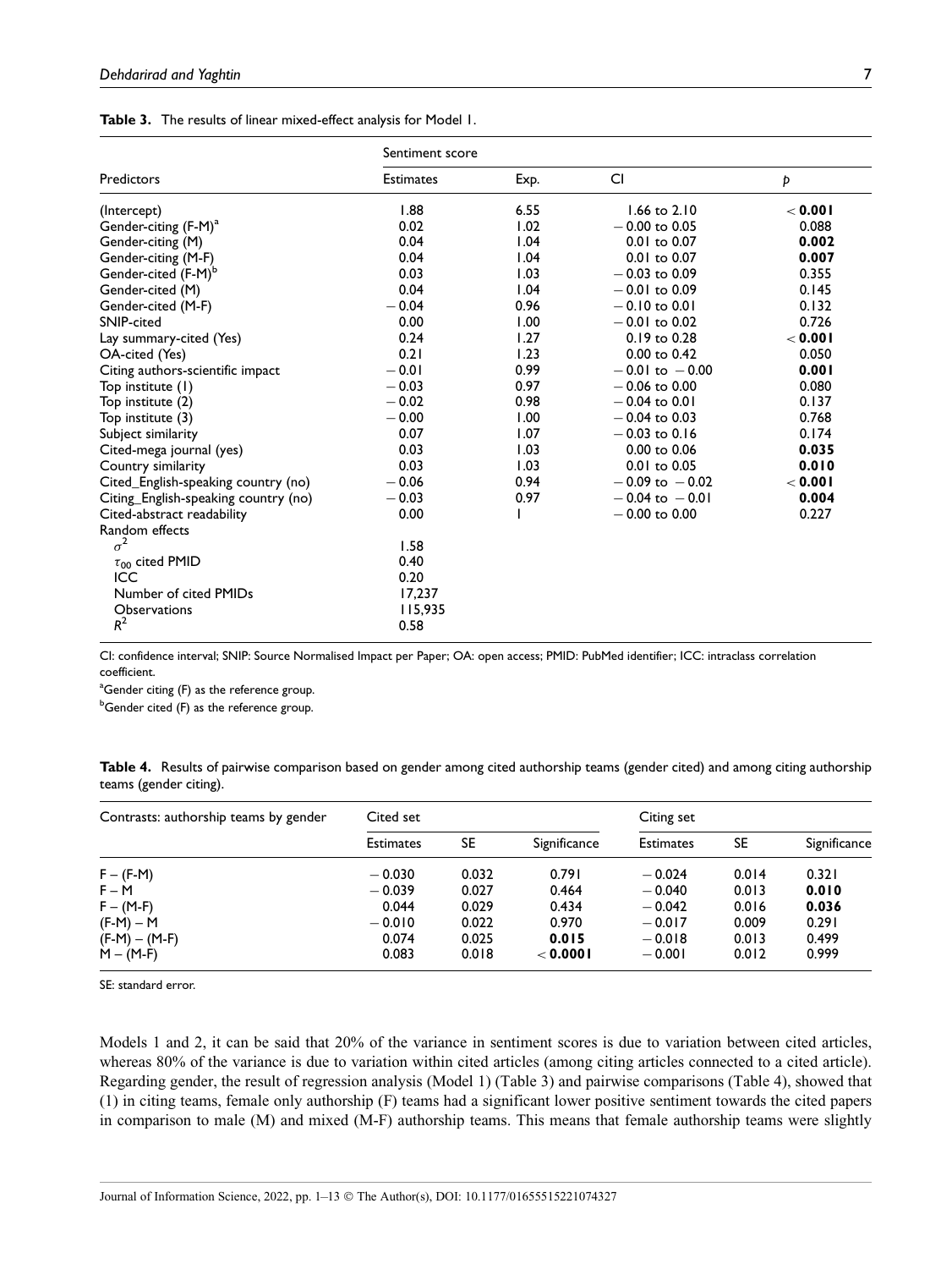**Table 3.** The results of linear mixed-effect analysis for Model 1.

| Predictors | Sentiment score | | | |
|---|---|---|---|---|
| | Estimates | Exp. | CI | $p$ |
| (Intercept) | 1.88 | 6.55 | 1.66 to 2.10 | **< 0.001** |
| Gender-citing (F-M)[a] | 0.02 | 1.02 | − 0.00 to 0.05 | 0.088 |
| Gender-citing (M) | 0.04 | 1.04 | 0.01 to 0.07 | **0.002** |
| Gender-citing (M-F) | 0.04 | 1.04 | 0.01 to 0.07 | **0.007** |
| Gender-cited (F-M)[b] | 0.03 | 1.03 | − 0.03 to 0.09 | 0.355 |
| Gender-cited (M) | 0.04 | 1.04 | − 0.01 to 0.09 | 0.145 |
| Gender-cited (M-F) | − 0.04 | 0.96 | − 0.10 to 0.01 | 0.132 |
| SNIP-cited | 0.00 | 1.00 | − 0.01 to 0.02 | 0.726 |
| Lay summary-cited (Yes) | 0.24 | 1.27 | 0.19 to 0.28 | **< 0.001** |
| OA-cited (Yes) | 0.21 | 1.23 | 0.00 to 0.42 | 0.050 |
| Citing authors-scientific impact | − 0.01 | 0.99 | − 0.01 to − 0.00 | **0.001** |
| Top institute (1) | − 0.03 | 0.97 | − 0.06 to 0.00 | 0.080 |
| Top institute (2) | − 0.02 | 0.98 | − 0.04 to 0.01 | 0.137 |
| Top institute (3) | − 0.00 | 1.00 | − 0.04 to 0.03 | 0.768 |
| Subject similarity | 0.07 | 1.07 | − 0.03 to 0.16 | 0.174 |
| Cited-mega journal (yes) | 0.03 | 1.03 | 0.00 to 0.06 | **0.035** |
| Country similarity | 0.03 | 1.03 | 0.01 to 0.05 | **0.010** |
| Cited_English-speaking country (no) | − 0.06 | 0.94 | − 0.09 to − 0.02 | **< 0.001** |
| Citing_English-speaking country (no) | − 0.03 | 0.97 | − 0.04 to − 0.01 | **0.004** |
| Cited-abstract readability | 0.00 | 1 | − 0.00 to 0.00 | 0.227 |
| Random effects | | | | |
| $\sigma^2$ | 1.58 | | | |
| $\tau_{00}$ cited PMID | 0.40 | | | |
| ICC | 0.20 | | | |
| Number of cited PMIDs | 17,237 | | | |
| Observations | 115,935 | | | |
| $R^2$ | 0.58 | | | |

CI: confidence interval; SNIP: Source Normalised Impact per Paper; OA: open access; PMID: PubMed identifier; ICC: intraclass correlation coefficient.

[a]Gender citing (F) as the reference group.

[b]Gender cited (F) as the reference group.

**Table 4.** Results of pairwise comparison based on gender among cited authorship teams (gender cited) and among citing authorship teams (gender citing).

| Contrasts: authorship teams by gender | Cited set | | | Citing set | | |
|---|---|---|---|---|---|---|
| | Estimates | SE | Significance | Estimates | SE | Significance |
| F − (F-M) | − 0.030 | 0.032 | 0.791 | − 0.024 | 0.014 | 0.321 |
| F − M | − 0.039 | 0.027 | 0.464 | − 0.040 | 0.013 | **0.010** |
| F − (M-F) | 0.044 | 0.029 | 0.434 | − 0.042 | 0.016 | **0.036** |
| (F-M) − M | − 0.010 | 0.022 | 0.970 | − 0.017 | 0.009 | 0.291 |
| (F-M) − (M-F) | 0.074 | 0.025 | **0.015** | − 0.018 | 0.013 | 0.499 |
| M − (M-F) | 0.083 | 0.018 | **< 0.0001** | − 0.001 | 0.012 | 0.999 |

SE: standard error.

Models 1 and 2, it can be said that 20% of the variance in sentiment scores is due to variation between cited articles, whereas 80% of the variance is due to variation within cited articles (among citing articles connected to a cited article). Regarding gender, the result of regression analysis (Model 1) (Table 3) and pairwise comparisons (Table 4), showed that (1) in citing teams, female only authorship (F) teams had a significant lower positive sentiment towards the cited papers in comparison to male (M) and mixed (M-F) authorship teams. This means that female authorship teams were slightly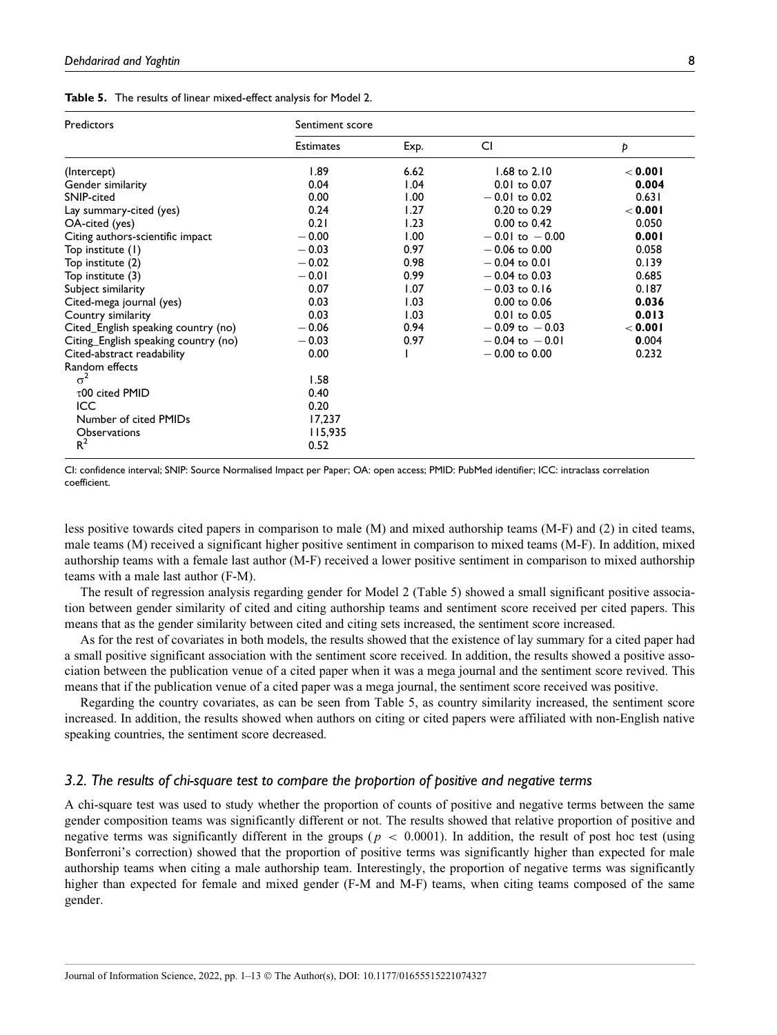**Table 5.** The results of linear mixed-effect analysis for Model 2.

| Predictors | Sentiment score | | | |
|---|---|---|---|---|
| | Estimates | Exp. | CI | $p$ |
| (Intercept) | 1.89 | 6.62 | 1.68 to 2.10 | **< 0.001** |
| Gender similarity | 0.04 | 1.04 | 0.01 to 0.07 | **0.004** |
| SNIP-cited | 0.00 | 1.00 | −0.01 to 0.02 | 0.631 |
| Lay summary-cited (yes) | 0.24 | 1.27 | 0.20 to 0.29 | **< 0.001** |
| OA-cited (yes) | 0.21 | 1.23 | 0.00 to 0.42 | 0.050 |
| Citing authors-scientific impact | −0.00 | 1.00 | −0.01 to −0.00 | **0.001** |
| Top institute (1) | −0.03 | 0.97 | −0.06 to 0.00 | 0.058 |
| Top institute (2) | −0.02 | 0.98 | −0.04 to 0.01 | 0.139 |
| Top institute (3) | −0.01 | 0.99 | −0.04 to 0.03 | 0.685 |
| Subject similarity | 0.07 | 1.07 | −0.03 to 0.16 | 0.187 |
| Cited-mega journal (yes) | 0.03 | 1.03 | 0.00 to 0.06 | **0.036** |
| Country similarity | 0.03 | 1.03 | 0.01 to 0.05 | **0.013** |
| Cited_English speaking country (no) | −0.06 | 0.94 | −0.09 to −0.03 | **< 0.001** |
| Citing_English speaking country (no) | −0.03 | 0.97 | −0.04 to −0.01 | **0**.004 |
| Cited-abstract readability | 0.00 | 1 | −0.00 to 0.00 | 0.232 |
| Random effects | | | | |
| $\sigma^2$ | 1.58 | | | |
| $\tau$00 cited PMID | 0.40 | | | |
| ICC | 0.20 | | | |
| Number of cited PMIDs | 17,237 | | | |
| Observations | 115,935 | | | |
| $R^2$ | 0.52 | | | |

CI: confidence interval; SNIP: Source Normalised Impact per Paper; OA: open access; PMID: PubMed identifier; ICC: intraclass correlation coefficient.

less positive towards cited papers in comparison to male (M) and mixed authorship teams (M-F) and (2) in cited teams, male teams (M) received a significant higher positive sentiment in comparison to mixed teams (M-F). In addition, mixed authorship teams with a female last author (M-F) received a lower positive sentiment in comparison to mixed authorship teams with a male last author (F-M).

The result of regression analysis regarding gender for Model 2 (Table 5) showed a small significant positive association between gender similarity of cited and citing authorship teams and sentiment score received per cited papers. This means that as the gender similarity between cited and citing sets increased, the sentiment score increased.

As for the rest of covariates in both models, the results showed that the existence of lay summary for a cited paper had a small positive significant association with the sentiment score received. In addition, the results showed a positive association between the publication venue of a cited paper when it was a mega journal and the sentiment score revived. This means that if the publication venue of a cited paper was a mega journal, the sentiment score received was positive.

Regarding the country covariates, as can be seen from Table 5, as country similarity increased, the sentiment score increased. In addition, the results showed when authors on citing or cited papers were affiliated with non-English native speaking countries, the sentiment score decreased.

### *3.2. The results of chi-square test to compare the proportion of positive and negative terms*

A chi-square test was used to study whether the proportion of counts of positive and negative terms between the same gender composition teams was significantly different or not. The results showed that relative proportion of positive and negative terms was significantly different in the groups ($p < 0.0001$). In addition, the result of post hoc test (using Bonferroni's correction) showed that the proportion of positive terms was significantly higher than expected for male authorship teams when citing a male authorship team. Interestingly, the proportion of negative terms was significantly higher than expected for female and mixed gender (F-M and M-F) teams, when citing teams composed of the same gender.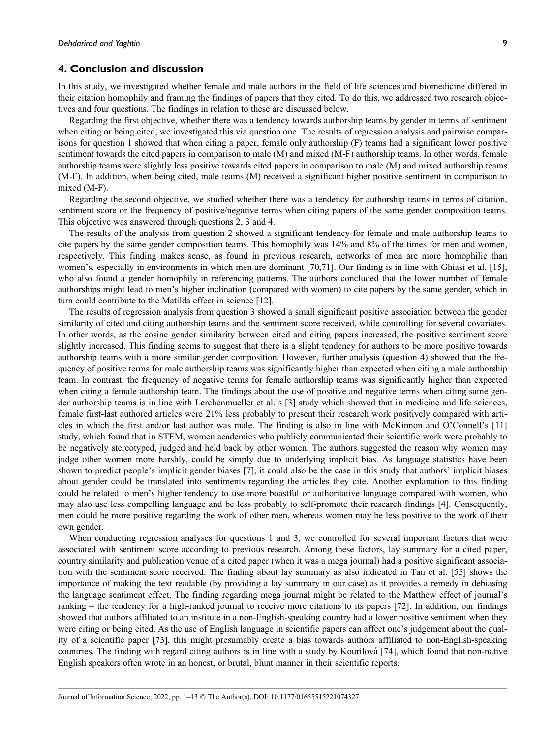## 4. Conclusion and discussion

In this study, we investigated whether female and male authors in the field of life sciences and biomedicine differed in their citation homophily and framing the findings of papers that they cited. To do this, we addressed two research objectives and four questions. The findings in relation to these are discussed below.

Regarding the first objective, whether there was a tendency towards authorship teams by gender in terms of sentiment when citing or being cited, we investigated this via question one. The results of regression analysis and pairwise comparisons for question 1 showed that when citing a paper, female only authorship (F) teams had a significant lower positive sentiment towards the cited papers in comparison to male (M) and mixed (M-F) authorship teams. In other words, female authorship teams were slightly less positive towards cited papers in comparison to male (M) and mixed authorship teams (M-F). In addition, when being cited, male teams (M) received a significant higher positive sentiment in comparison to mixed (M-F).

Regarding the second objective, we studied whether there was a tendency for authorship teams in terms of citation, sentiment score or the frequency of positive/negative terms when citing papers of the same gender composition teams. This objective was answered through questions 2, 3 and 4.

The results of the analysis from question 2 showed a significant tendency for female and male authorship teams to cite papers by the same gender composition teams. This homophily was 14% and 8% of the times for men and women, respectively. This finding makes sense, as found in previous research, networks of men are more homophilic than women's, especially in environments in which men are dominant [70,71]. Our finding is in line with Ghiasi et al. [15], who also found a gender homophily in referencing patterns. The authors concluded that the lower number of female authorships might lead to men's higher inclination (compared with women) to cite papers by the same gender, which in turn could contribute to the Matilda effect in science [12].

The results of regression analysis from question 3 showed a small significant positive association between the gender similarity of cited and citing authorship teams and the sentiment score received, while controlling for several covariates. In other words, as the cosine gender similarity between cited and citing papers increased, the positive sentiment score slightly increased. This finding seems to suggest that there is a slight tendency for authors to be more positive towards authorship teams with a more similar gender composition. However, further analysis (question 4) showed that the frequency of positive terms for male authorship teams was significantly higher than expected when citing a male authorship team. In contrast, the frequency of negative terms for female authorship teams was significantly higher than expected when citing a female authorship team. The findings about the use of positive and negative terms when citing same gender authorship teams is in line with Lerchenmueller et al.'s [3] study which showed that in medicine and life sciences, female first-last authored articles were 21% less probably to present their research work positively compared with articles in which the first and/or last author was male. The finding is also in line with McKinnon and O'Connell's [11] study, which found that in STEM, women academics who publicly communicated their scientific work were probably to be negatively stereotyped, judged and held back by other women. The authors suggested the reason why women may judge other women more harshly, could be simply due to underlying implicit bias. As language statistics have been shown to predict people's implicit gender biases [7], it could also be the case in this study that authors' implicit biases about gender could be translated into sentiments regarding the articles they cite. Another explanation to this finding could be related to men's higher tendency to use more boastful or authoritative language compared with women, who may also use less compelling language and be less probably to self-promote their research findings [4]. Consequently, men could be more positive regarding the work of other men, whereas women may be less positive to the work of their own gender.

When conducting regression analyses for questions 1 and 3, we controlled for several important factors that were associated with sentiment score according to previous research. Among these factors, lay summary for a cited paper, country similarity and publication venue of a cited paper (when it was a mega journal) had a positive significant association with the sentiment score received. The finding about lay summary as also indicated in Tan et al. [53] shows the importance of making the text readable (by providing a lay summary in our case) as it provides a remedy in debiasing the language sentiment effect. The finding regarding mega journal might be related to the Matthew effect of journal's ranking – the tendency for a high-ranked journal to receive more citations to its papers [72]. In addition, our findings showed that authors affiliated to an institute in a non-English-speaking country had a lower positive sentiment when they were citing or being cited. As the use of English language in scientific papers can affect one's judgement about the quality of a scientific paper [73], this might presumably create a bias towards authors affiliated to non-English-speaking countries. The finding with regard citing authors is in line with a study by Kourilová [74], which found that non-native English speakers often wrote in an honest, or brutal, blunt manner in their scientific reports.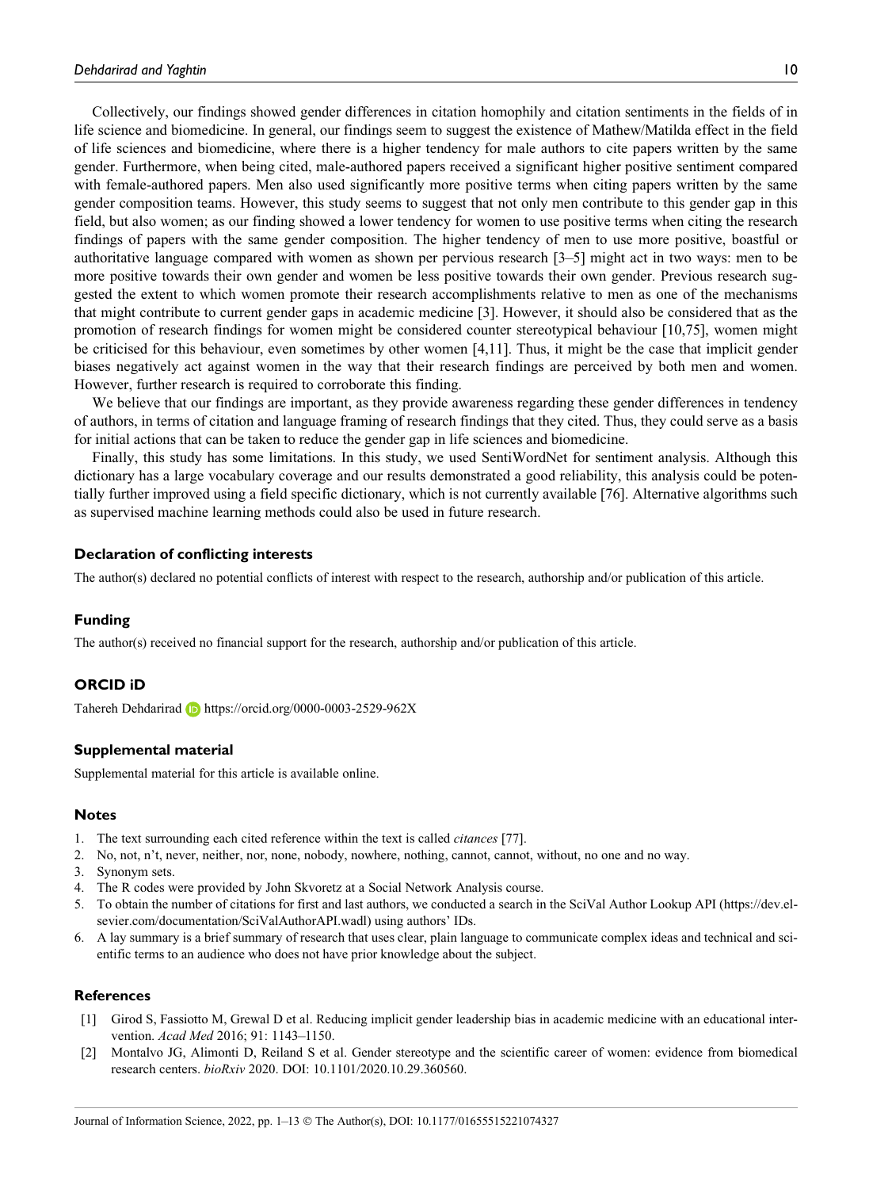Collectively, our findings showed gender differences in citation homophily and citation sentiments in the fields of in life science and biomedicine. In general, our findings seem to suggest the existence of Mathew/Matilda effect in the field of life sciences and biomedicine, where there is a higher tendency for male authors to cite papers written by the same gender. Furthermore, when being cited, male-authored papers received a significant higher positive sentiment compared with female-authored papers. Men also used significantly more positive terms when citing papers written by the same gender composition teams. However, this study seems to suggest that not only men contribute to this gender gap in this field, but also women; as our finding showed a lower tendency for women to use positive terms when citing the research findings of papers with the same gender composition. The higher tendency of men to use more positive, boastful or authoritative language compared with women as shown per pervious research [3–5] might act in two ways: men to be more positive towards their own gender and women be less positive towards their own gender. Previous research suggested the extent to which women promote their research accomplishments relative to men as one of the mechanisms that might contribute to current gender gaps in academic medicine [3]. However, it should also be considered that as the promotion of research findings for women might be considered counter stereotypical behaviour [10,75], women might be criticised for this behaviour, even sometimes by other women [4,11]. Thus, it might be the case that implicit gender biases negatively act against women in the way that their research findings are perceived by both men and women. However, further research is required to corroborate this finding.

We believe that our findings are important, as they provide awareness regarding these gender differences in tendency of authors, in terms of citation and language framing of research findings that they cited. Thus, they could serve as a basis for initial actions that can be taken to reduce the gender gap in life sciences and biomedicine.

Finally, this study has some limitations. In this study, we used SentiWordNet for sentiment analysis. Although this dictionary has a large vocabulary coverage and our results demonstrated a good reliability, this analysis could be potentially further improved using a field specific dictionary, which is not currently available [76]. Alternative algorithms such as supervised machine learning methods could also be used in future research.

### Declaration of conflicting interests

The author(s) declared no potential conflicts of interest with respect to the research, authorship and/or publication of this article.

### Funding

The author(s) received no financial support for the research, authorship and/or publication of this article.

### ORCID iD

Tahereh Dehdarirad https://orcid.org/0000-0003-2529-962X

### Supplemental material

Supplemental material for this article is available online.

### Notes

1. The text surrounding each cited reference within the text is called *citances* [77].
2. No, not, n't, never, neither, nor, none, nobody, nowhere, nothing, cannot, cannot, without, no one and no way.
3. Synonym sets.
4. The R codes were provided by John Skvoretz at a Social Network Analysis course.
5. To obtain the number of citations for first and last authors, we conducted a search in the SciVal Author Lookup API (https://dev.elsevier.com/documentation/SciValAuthorAPI.wadl) using authors' IDs.
6. A lay summary is a brief summary of research that uses clear, plain language to communicate complex ideas and technical and scientific terms to an audience who does not have prior knowledge about the subject.

### References

[1] Girod S, Fassiotto M, Grewal D et al. Reducing implicit gender leadership bias in academic medicine with an educational intervention. *Acad Med* 2016; 91: 1143–1150.

[2] Montalvo JG, Alimonti D, Reiland S et al. Gender stereotype and the scientific career of women: evidence from biomedical research centers. *bioRxiv* 2020. DOI: 10.1101/2020.10.29.360560.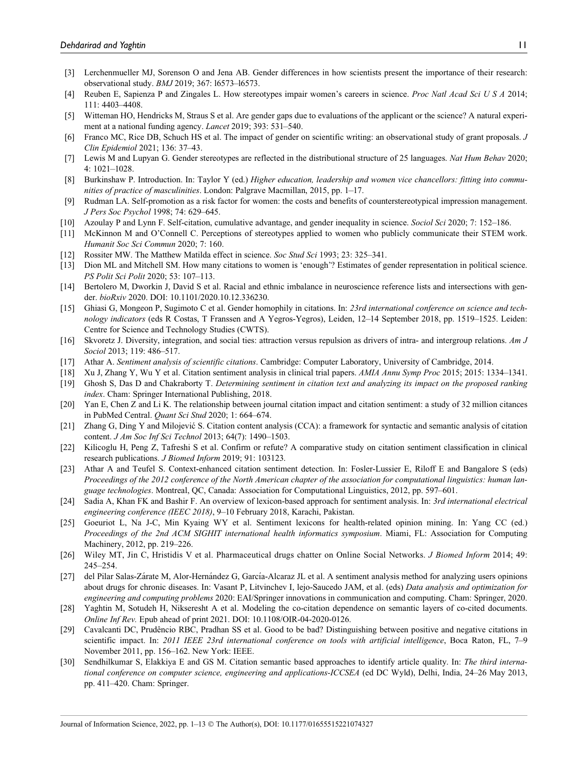[3] Lerchenmueller MJ, Sorenson O and Jena AB. Gender differences in how scientists present the importance of their research: observational study. *BMJ* 2019; 367: l6573–l6573.

[4] Reuben E, Sapienza P and Zingales L. How stereotypes impair women's careers in science. *Proc Natl Acad Sci U S A* 2014; 111: 4403–4408.

[5] Witteman HO, Hendricks M, Straus S et al. Are gender gaps due to evaluations of the applicant or the science? A natural experiment at a national funding agency. *Lancet* 2019; 393: 531–540.

[6] Franco MC, Rice DB, Schuch HS et al. The impact of gender on scientific writing: an observational study of grant proposals. *J Clin Epidemiol* 2021; 136: 37–43.

[7] Lewis M and Lupyan G. Gender stereotypes are reflected in the distributional structure of 25 languages. *Nat Hum Behav* 2020; 4: 1021–1028.

[8] Burkinshaw P. Introduction. In: Taylor Y (ed.) *Higher education, leadership and women vice chancellors: fitting into communities of practice of masculinities*. London: Palgrave Macmillan, 2015, pp. 1–17.

[9] Rudman LA. Self-promotion as a risk factor for women: the costs and benefits of counterstereotypical impression management. *J Pers Soc Psychol* 1998; 74: 629–645.

[10] Azoulay P and Lynn F. Self-citation, cumulative advantage, and gender inequality in science. *Sociol Sci* 2020; 7: 152–186.

[11] McKinnon M and O'Connell C. Perceptions of stereotypes applied to women who publicly communicate their STEM work. *Humanit Soc Sci Commun* 2020; 7: 160.

[12] Rossiter MW. The Matthew Matilda effect in science. *Soc Stud Sci* 1993; 23: 325–341.

[13] Dion ML and Mitchell SM. How many citations to women is 'enough'? Estimates of gender representation in political science. *PS Polit Sci Polit* 2020; 53: 107–113.

[14] Bertolero M, Dworkin J, David S et al. Racial and ethnic imbalance in neuroscience reference lists and intersections with gender. *bioRxiv* 2020. DOI: 10.1101/2020.10.12.336230.

[15] Ghiasi G, Mongeon P, Sugimoto C et al. Gender homophily in citations. In: *23rd international conference on science and technology indicators* (eds R Costas, T Franssen and A Yegros-Yegros), Leiden, 12–14 September 2018, pp. 1519–1525. Leiden: Centre for Science and Technology Studies (CWTS).

[16] Skvoretz J. Diversity, integration, and social ties: attraction versus repulsion as drivers of intra- and intergroup relations. *Am J Sociol* 2013; 119: 486–517.

[17] Athar A. *Sentiment analysis of scientific citations*. Cambridge: Computer Laboratory, University of Cambridge, 2014.

[18] Xu J, Zhang Y, Wu Y et al. Citation sentiment analysis in clinical trial papers. *AMIA Annu Symp Proc* 2015; 2015: 1334–1341.

[19] Ghosh S, Das D and Chakraborty T. *Determining sentiment in citation text and analyzing its impact on the proposed ranking index*. Cham: Springer International Publishing, 2018.

[20] Yan E, Chen Z and Li K. The relationship between journal citation impact and citation sentiment: a study of 32 million citances in PubMed Central. *Quant Sci Stud* 2020; 1: 664–674.

[21] Zhang G, Ding Y and Milojević S. Citation content analysis (CCA): a framework for syntactic and semantic analysis of citation content. *J Am Soc Inf Sci Technol* 2013; 64(7): 1490–1503.

[22] Kilicoglu H, Peng Z, Tafreshi S et al. Confirm or refute? A comparative study on citation sentiment classification in clinical research publications. *J Biomed Inform* 2019; 91: 103123.

[23] Athar A and Teufel S. Context-enhanced citation sentiment detection. In: Fosler-Lussier E, Riloff E and Bangalore S (eds) *Proceedings of the 2012 conference of the North American chapter of the association for computational linguistics: human language technologies*. Montreal, QC, Canada: Association for Computational Linguistics, 2012, pp. 597–601.

[24] Sadia A, Khan FK and Bashir F. An overview of lexicon-based approach for sentiment analysis. In: *3rd international electrical engineering conference (IEEC 2018)*, 9–10 February 2018, Karachi, Pakistan.

[25] Goeuriot L, Na J-C, Min Kyaing WY et al. Sentiment lexicons for health-related opinion mining. In: Yang CC (ed.) *Proceedings of the 2nd ACM SIGHIT international health informatics symposium*. Miami, FL: Association for Computing Machinery, 2012, pp. 219–226.

[26] Wiley MT, Jin C, Hristidis V et al. Pharmaceutical drugs chatter on Online Social Networks. *J Biomed Inform* 2014; 49: 245–254.

[27] del Pilar Salas-Zárate M, Alor-Hernández G, García-Alcaraz JL et al. A sentiment analysis method for analyzing users opinions about drugs for chronic diseases. In: Vasant P, Litvinchev I, lejo-Saucedo JAM, et al. (eds) *Data analysis and optimization for engineering and computing problems* 2020: EAI/Springer innovations in communication and computing. Cham: Springer, 2020.

[28] Yaghtin M, Sotudeh H, Nikseresht A et al. Modeling the co-citation dependence on semantic layers of co-cited documents. *Online Inf Rev.* Epub ahead of print 2021. DOI: 10.1108/OIR-04-2020-0126.

[29] Cavalcanti DC, Prudêncio RBC, Pradhan SS et al. Good to be bad? Distinguishing between positive and negative citations in scientific impact. In: *2011 IEEE 23rd international conference on tools with artificial intelligence*, Boca Raton, FL, 7–9 November 2011, pp. 156–162. New York: IEEE.

[30] Sendhilkumar S, Elakkiya E and GS M. Citation semantic based approaches to identify article quality. In: *The third international conference on computer science, engineering and applications-ICCSEA* (ed DC Wyld), Delhi, India, 24–26 May 2013, pp. 411–420. Cham: Springer.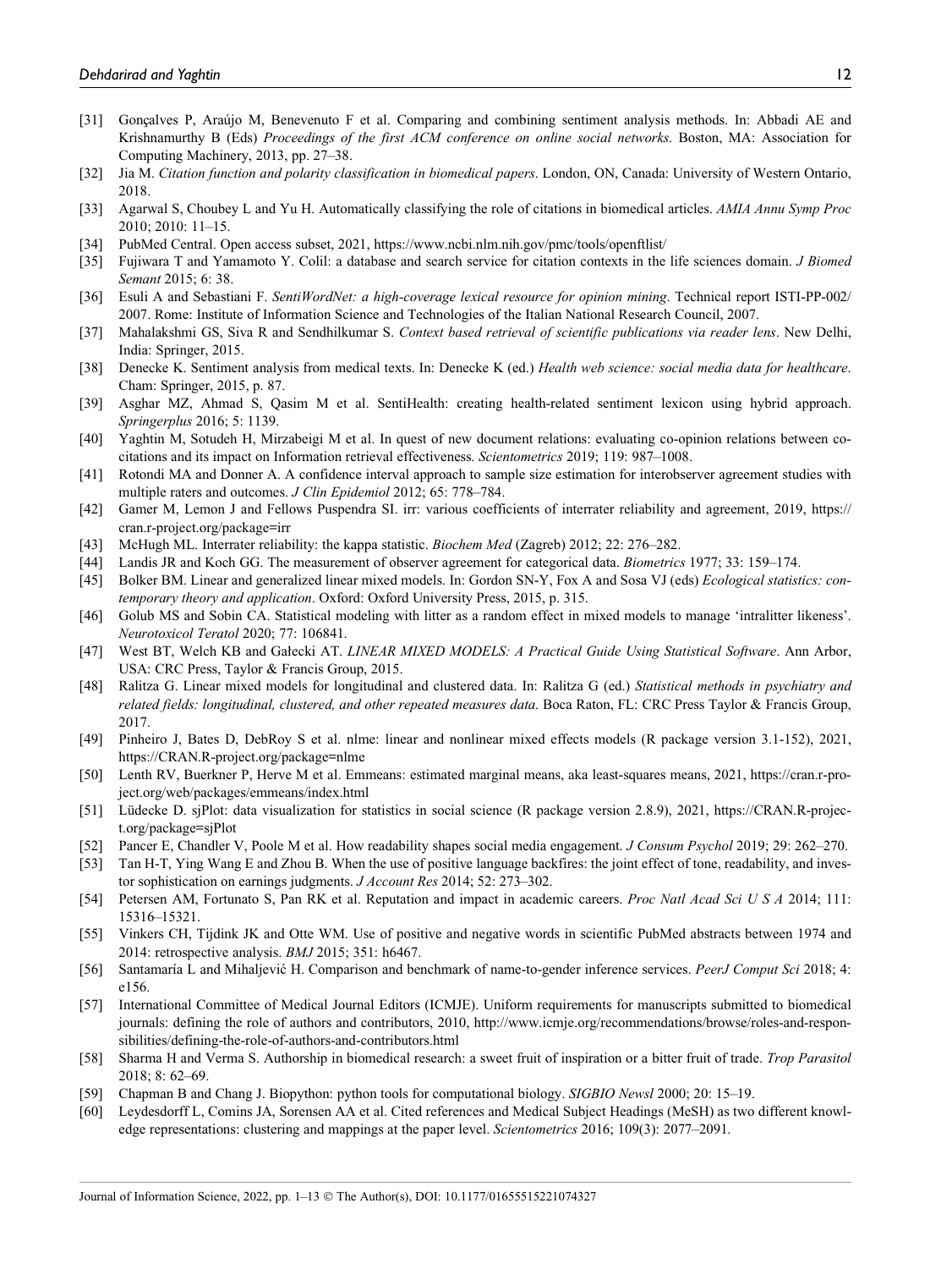[31] Gonçalves P, Araújo M, Benevenuto F et al. Comparing and combining sentiment analysis methods. In: Abbadi AE and Krishnamurthy B (Eds) *Proceedings of the first ACM conference on online social networks*. Boston, MA: Association for Computing Machinery, 2013, pp. 27–38.

[32] Jia M. *Citation function and polarity classification in biomedical papers*. London, ON, Canada: University of Western Ontario, 2018.

[33] Agarwal S, Choubey L and Yu H. Automatically classifying the role of citations in biomedical articles. *AMIA Annu Symp Proc* 2010; 2010: 11–15.

[34] PubMed Central. Open access subset, 2021, https://www.ncbi.nlm.nih.gov/pmc/tools/openftlist/

[35] Fujiwara T and Yamamoto Y. Colil: a database and search service for citation contexts in the life sciences domain. *J Biomed Semant* 2015; 6: 38.

[36] Esuli A and Sebastiani F. *SentiWordNet: a high-coverage lexical resource for opinion mining*. Technical report ISTI-PP-002/2007. Rome: Institute of Information Science and Technologies of the Italian National Research Council, 2007.

[37] Mahalakshmi GS, Siva R and Sendhilkumar S. *Context based retrieval of scientific publications via reader lens*. New Delhi, India: Springer, 2015.

[38] Denecke K. Sentiment analysis from medical texts. In: Denecke K (ed.) *Health web science: social media data for healthcare*. Cham: Springer, 2015, p. 87.

[39] Asghar MZ, Ahmad S, Qasim M et al. SentiHealth: creating health-related sentiment lexicon using hybrid approach. *Springerplus* 2016; 5: 1139.

[40] Yaghtin M, Sotudeh H, Mirzabeigi M et al. In quest of new document relations: evaluating co-opinion relations between co-citations and its impact on Information retrieval effectiveness. *Scientometrics* 2019; 119: 987–1008.

[41] Rotondi MA and Donner A. A confidence interval approach to sample size estimation for interobserver agreement studies with multiple raters and outcomes. *J Clin Epidemiol* 2012; 65: 778–784.

[42] Gamer M, Lemon J and Fellows Puspendra SI. irr: various coefficients of interrater reliability and agreement, 2019, https://cran.r-project.org/package=irr

[43] McHugh ML. Interrater reliability: the kappa statistic. *Biochem Med* (Zagreb) 2012; 22: 276–282.

[44] Landis JR and Koch GG. The measurement of observer agreement for categorical data. *Biometrics* 1977; 33: 159–174.

[45] Bolker BM. Linear and generalized linear mixed models. In: Gordon SN-Y, Fox A and Sosa VJ (eds) *Ecological statistics: contemporary theory and application*. Oxford: Oxford University Press, 2015, p. 315.

[46] Golub MS and Sobin CA. Statistical modeling with litter as a random effect in mixed models to manage 'intralitter likeness'. *Neurotoxicol Teratol* 2020; 77: 106841.

[47] West BT, Welch KB and Gałecki AT. *LINEAR MIXED MODELS: A Practical Guide Using Statistical Software*. Ann Arbor, USA: CRC Press, Taylor & Francis Group, 2015.

[48] Ralitza G. Linear mixed models for longitudinal and clustered data. In: Ralitza G (ed.) *Statistical methods in psychiatry and related fields: longitudinal, clustered, and other repeated measures data*. Boca Raton, FL: CRC Press Taylor & Francis Group, 2017.

[49] Pinheiro J, Bates D, DebRoy S et al. nlme: linear and nonlinear mixed effects models (R package version 3.1-152), 2021, https://CRAN.R-project.org/package=nlme

[50] Lenth RV, Buerkner P, Herve M et al. Emmeans: estimated marginal means, aka least-squares means, 2021, https://cran.r-project.org/web/packages/emmeans/index.html

[51] Lüdecke D. sjPlot: data visualization for statistics in social science (R package version 2.8.9), 2021, https://CRAN.R-project.org/package=sjPlot

[52] Pancer E, Chandler V, Poole M et al. How readability shapes social media engagement. *J Consum Psychol* 2019; 29: 262–270.

[53] Tan H-T, Ying Wang E and Zhou B. When the use of positive language backfires: the joint effect of tone, readability, and investor sophistication on earnings judgments. *J Account Res* 2014; 52: 273–302.

[54] Petersen AM, Fortunato S, Pan RK et al. Reputation and impact in academic careers. *Proc Natl Acad Sci U S A* 2014; 111: 15316–15321.

[55] Vinkers CH, Tijdink JK and Otte WM. Use of positive and negative words in scientific PubMed abstracts between 1974 and 2014: retrospective analysis. *BMJ* 2015; 351: h6467.

[56] Santamaría L and Mihaljević H. Comparison and benchmark of name-to-gender inference services. *PeerJ Comput Sci* 2018; 4: e156.

[57] International Committee of Medical Journal Editors (ICMJE). Uniform requirements for manuscripts submitted to biomedical journals: defining the role of authors and contributors, 2010, http://www.icmje.org/recommendations/browse/roles-and-responsibilities/defining-the-role-of-authors-and-contributors.html

[58] Sharma H and Verma S. Authorship in biomedical research: a sweet fruit of inspiration or a bitter fruit of trade. *Trop Parasitol* 2018; 8: 62–69.

[59] Chapman B and Chang J. Biopython: python tools for computational biology. *SIGBIO Newsl* 2000; 20: 15–19.

[60] Leydesdorff L, Comins JA, Sorensen AA et al. Cited references and Medical Subject Headings (MeSH) as two different knowledge representations: clustering and mappings at the paper level. *Scientometrics* 2016; 109(3): 2077–2091.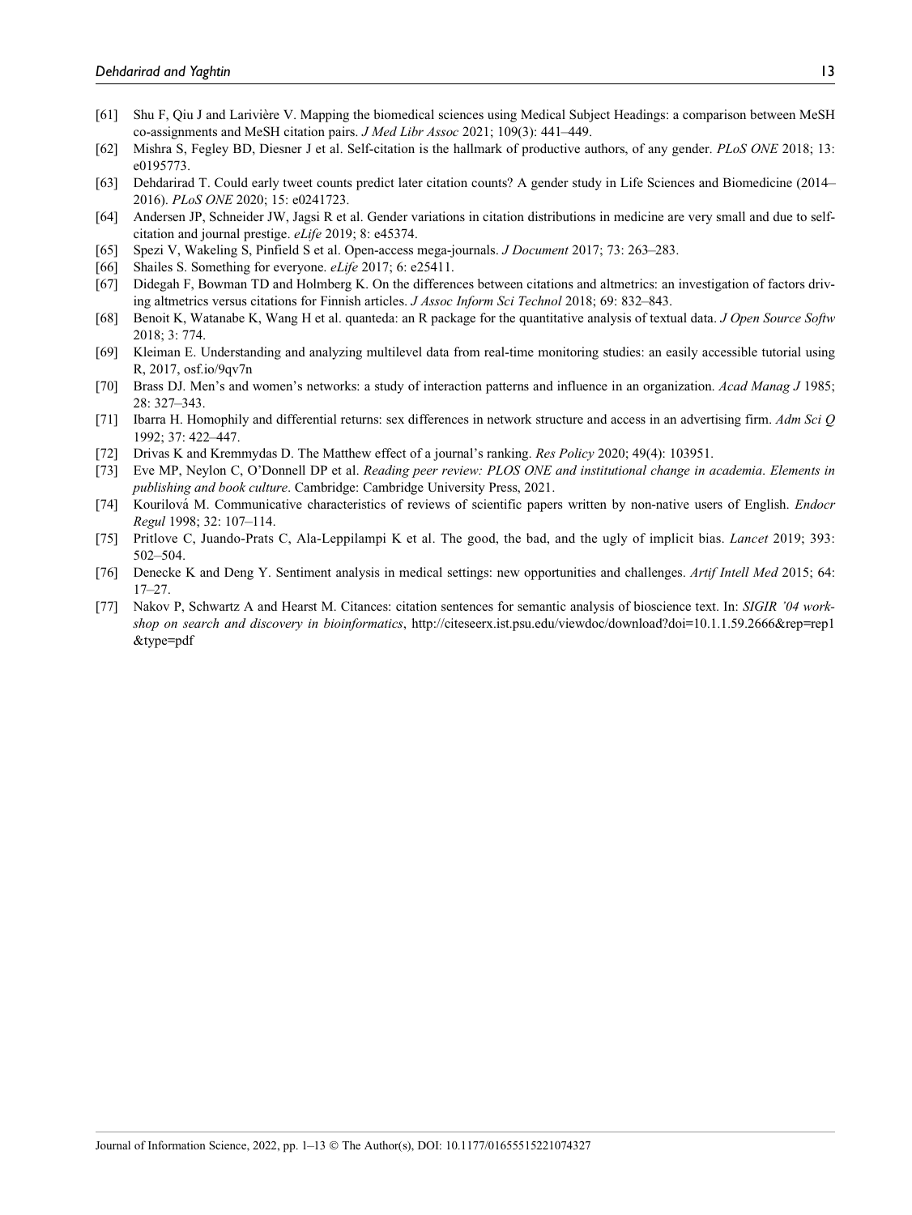[61] Shu F, Qiu J and Larivière V. Mapping the biomedical sciences using Medical Subject Headings: a comparison between MeSH co-assignments and MeSH citation pairs. *J Med Libr Assoc* 2021; 109(3): 441–449.

[62] Mishra S, Fegley BD, Diesner J et al. Self-citation is the hallmark of productive authors, of any gender. *PLoS ONE* 2018; 13: e0195773.

[63] Dehdarirad T. Could early tweet counts predict later citation counts? A gender study in Life Sciences and Biomedicine (2014–2016). *PLoS ONE* 2020; 15: e0241723.

[64] Andersen JP, Schneider JW, Jagsi R et al. Gender variations in citation distributions in medicine are very small and due to self-citation and journal prestige. *eLife* 2019; 8: e45374.

[65] Spezi V, Wakeling S, Pinfield S et al. Open-access mega-journals. *J Document* 2017; 73: 263–283.

[66] Shailes S. Something for everyone. *eLife* 2017; 6: e25411.

[67] Didegah F, Bowman TD and Holmberg K. On the differences between citations and altmetrics: an investigation of factors driving altmetrics versus citations for Finnish articles. *J Assoc Inform Sci Technol* 2018; 69: 832–843.

[68] Benoit K, Watanabe K, Wang H et al. quanteda: an R package for the quantitative analysis of textual data. *J Open Source Softw* 2018; 3: 774.

[69] Kleiman E. Understanding and analyzing multilevel data from real-time monitoring studies: an easily accessible tutorial using R, 2017, osf.io/9qv7n

[70] Brass DJ. Men's and women's networks: a study of interaction patterns and influence in an organization. *Acad Manag J* 1985; 28: 327–343.

[71] Ibarra H. Homophily and differential returns: sex differences in network structure and access in an advertising firm. *Adm Sci Q* 1992; 37: 422–447.

[72] Drivas K and Kremmydas D. The Matthew effect of a journal's ranking. *Res Policy* 2020; 49(4): 103951.

[73] Eve MP, Neylon C, O'Donnell DP et al. *Reading peer review: PLOS ONE and institutional change in academia*. *Elements in publishing and book culture*. Cambridge: Cambridge University Press, 2021.

[74] Kourilová M. Communicative characteristics of reviews of scientific papers written by non-native users of English. *Endocr Regul* 1998; 32: 107–114.

[75] Pritlove C, Juando-Prats C, Ala-Leppilampi K et al. The good, the bad, and the ugly of implicit bias. *Lancet* 2019; 393: 502–504.

[76] Denecke K and Deng Y. Sentiment analysis in medical settings: new opportunities and challenges. *Artif Intell Med* 2015; 64: 17–27.

[77] Nakov P, Schwartz A and Hearst M. Citances: citation sentences for semantic analysis of bioscience text. In: *SIGIR '04 workshop on search and discovery in bioinformatics*, http://citeseerx.ist.psu.edu/viewdoc/download?doi=10.1.1.59.2666&rep=rep1&type=pdf